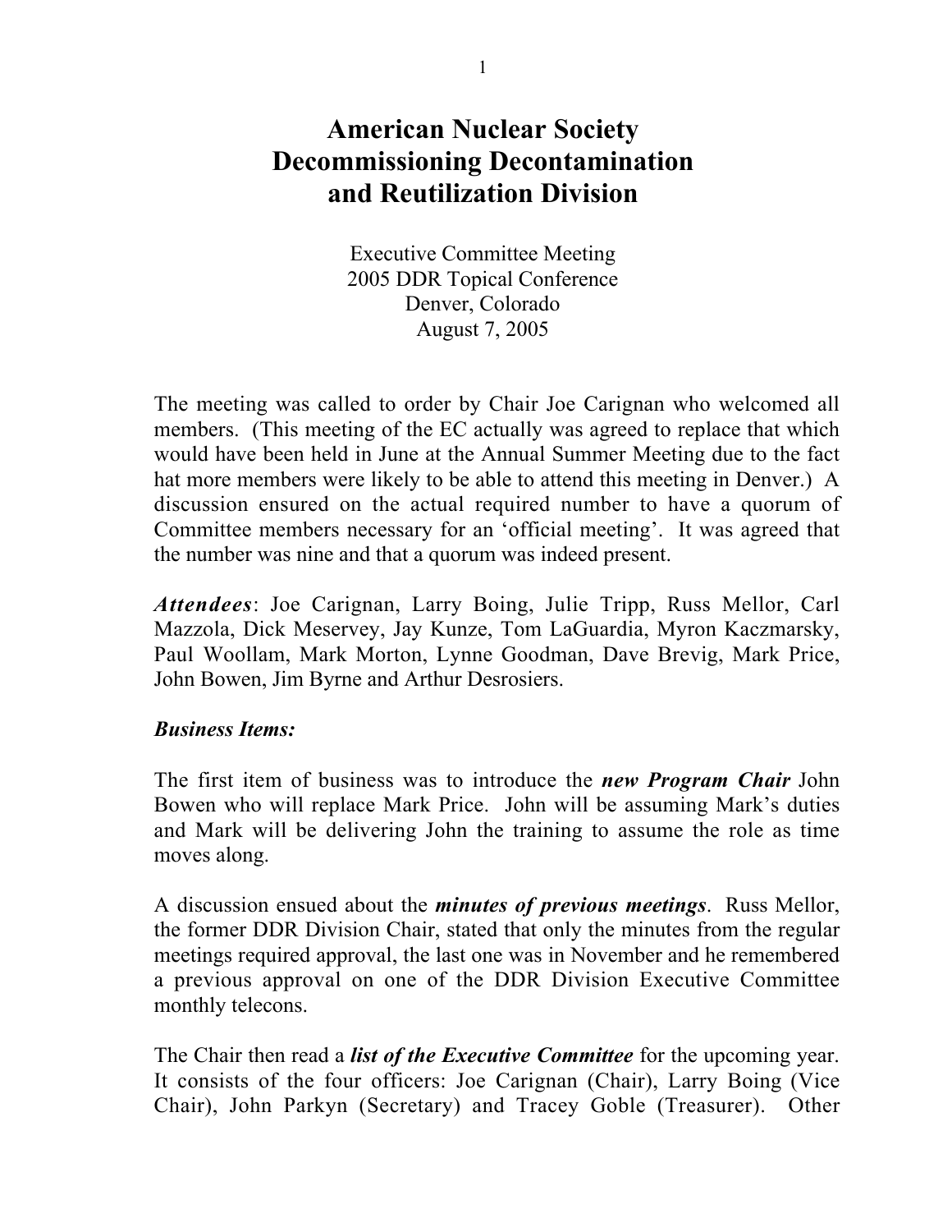# American Nuclear Society
# Decommissioning Decontamination and Reutilization Division

Executive Committee Meeting
2005 DDR Topical Conference
Denver, Colorado
August 7, 2005

The meeting was called to order by Chair Joe Carignan who welcomed all members. (This meeting of the EC actually was agreed to replace that which would have been held in June at the Annual Summer Meeting due to the fact hat more members were likely to be able to attend this meeting in Denver.) A discussion ensured on the actual required number to have a quorum of Committee members necessary for an 'official meeting'. It was agreed that the number was nine and that a quorum was indeed present.

***Attendees***: Joe Carignan, Larry Boing, Julie Tripp, Russ Mellor, Carl Mazzola, Dick Meservey, Jay Kunze, Tom LaGuardia, Myron Kaczmarsky, Paul Woollam, Mark Morton, Lynne Goodman, Dave Brevig, Mark Price, John Bowen, Jim Byrne and Arthur Desrosiers.

***Business Items:***

The first item of business was to introduce the ***new Program Chair*** John Bowen who will replace Mark Price. John will be assuming Mark's duties and Mark will be delivering John the training to assume the role as time moves along.

A discussion ensued about the ***minutes of previous meetings***. Russ Mellor, the former DDR Division Chair, stated that only the minutes from the regular meetings required approval, the last one was in November and he remembered a previous approval on one of the DDR Division Executive Committee monthly telecons.

The Chair then read a ***list of the Executive Committee*** for the upcoming year. It consists of the four officers: Joe Carignan (Chair), Larry Boing (Vice Chair), John Parkyn (Secretary) and Tracey Goble (Treasurer). Other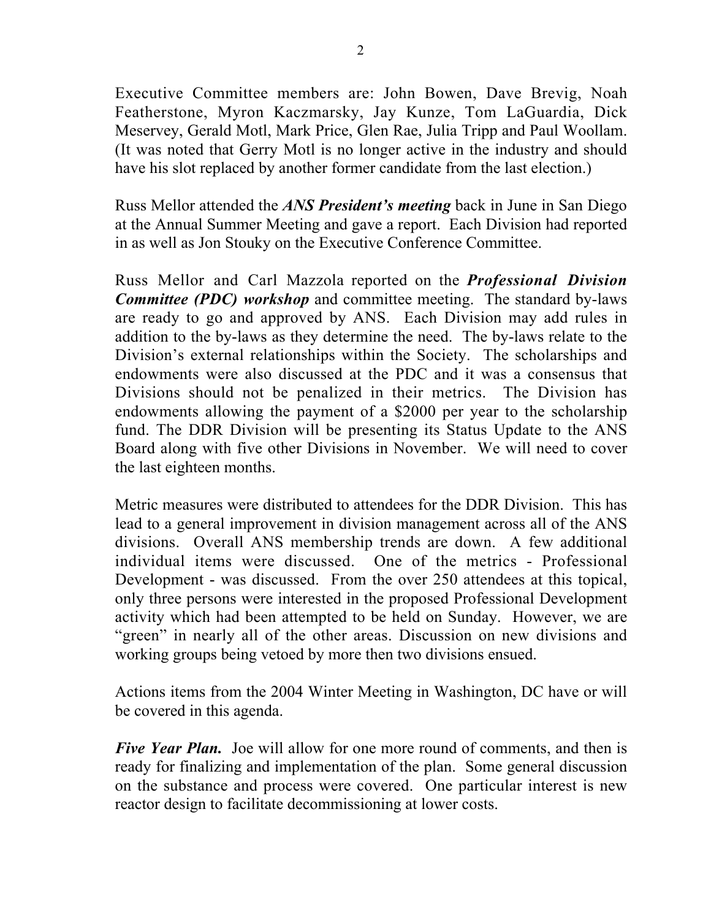Executive Committee members are: John Bowen, Dave Brevig, Noah Featherstone, Myron Kaczmarsky, Jay Kunze, Tom LaGuardia, Dick Meservey, Gerald Motl, Mark Price, Glen Rae, Julia Tripp and Paul Woollam. (It was noted that Gerry Motl is no longer active in the industry and should have his slot replaced by another former candidate from the last election.)

Russ Mellor attended the ***ANS President's meeting*** back in June in San Diego at the Annual Summer Meeting and gave a report. Each Division had reported in as well as Jon Stouky on the Executive Conference Committee.

Russ Mellor and Carl Mazzola reported on the ***Professional Division Committee (PDC) workshop*** and committee meeting. The standard by-laws are ready to go and approved by ANS. Each Division may add rules in addition to the by-laws as they determine the need. The by-laws relate to the Division's external relationships within the Society. The scholarships and endowments were also discussed at the PDC and it was a consensus that Divisions should not be penalized in their metrics. The Division has endowments allowing the payment of a $2000 per year to the scholarship fund. The DDR Division will be presenting its Status Update to the ANS Board along with five other Divisions in November. We will need to cover the last eighteen months.

Metric measures were distributed to attendees for the DDR Division. This has lead to a general improvement in division management across all of the ANS divisions. Overall ANS membership trends are down. A few additional individual items were discussed. One of the metrics - Professional Development - was discussed. From the over 250 attendees at this topical, only three persons were interested in the proposed Professional Development activity which had been attempted to be held on Sunday. However, we are "green" in nearly all of the other areas. Discussion on new divisions and working groups being vetoed by more then two divisions ensued.

Actions items from the 2004 Winter Meeting in Washington, DC have or will be covered in this agenda.

***Five Year Plan.*** Joe will allow for one more round of comments, and then is ready for finalizing and implementation of the plan. Some general discussion on the substance and process were covered. One particular interest is new reactor design to facilitate decommissioning at lower costs.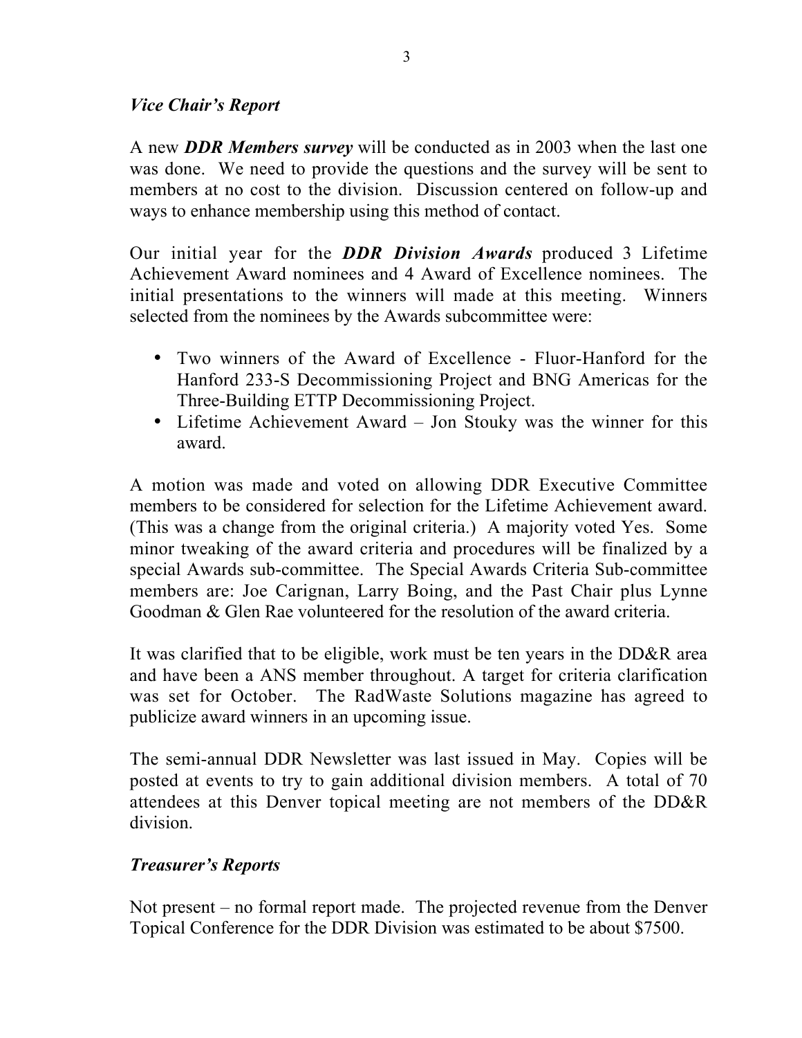### *Vice Chair's Report*

A new ***DDR Members survey*** will be conducted as in 2003 when the last one was done. We need to provide the questions and the survey will be sent to members at no cost to the division. Discussion centered on follow-up and ways to enhance membership using this method of contact.

Our initial year for the ***DDR Division Awards*** produced 3 Lifetime Achievement Award nominees and 4 Award of Excellence nominees. The initial presentations to the winners will made at this meeting. Winners selected from the nominees by the Awards subcommittee were:

- Two winners of the Award of Excellence - Fluor-Hanford for the Hanford 233-S Decommissioning Project and BNG Americas for the Three-Building ETTP Decommissioning Project.
- Lifetime Achievement Award – Jon Stouky was the winner for this award.

A motion was made and voted on allowing DDR Executive Committee members to be considered for selection for the Lifetime Achievement award. (This was a change from the original criteria.) A majority voted Yes. Some minor tweaking of the award criteria and procedures will be finalized by a special Awards sub-committee. The Special Awards Criteria Sub-committee members are: Joe Carignan, Larry Boing, and the Past Chair plus Lynne Goodman & Glen Rae volunteered for the resolution of the award criteria.

It was clarified that to be eligible, work must be ten years in the DD&R area and have been a ANS member throughout. A target for criteria clarification was set for October. The RadWaste Solutions magazine has agreed to publicize award winners in an upcoming issue.

The semi-annual DDR Newsletter was last issued in May. Copies will be posted at events to try to gain additional division members. A total of 70 attendees at this Denver topical meeting are not members of the DD&R division.

### *Treasurer's Reports*

Not present – no formal report made. The projected revenue from the Denver Topical Conference for the DDR Division was estimated to be about $7500.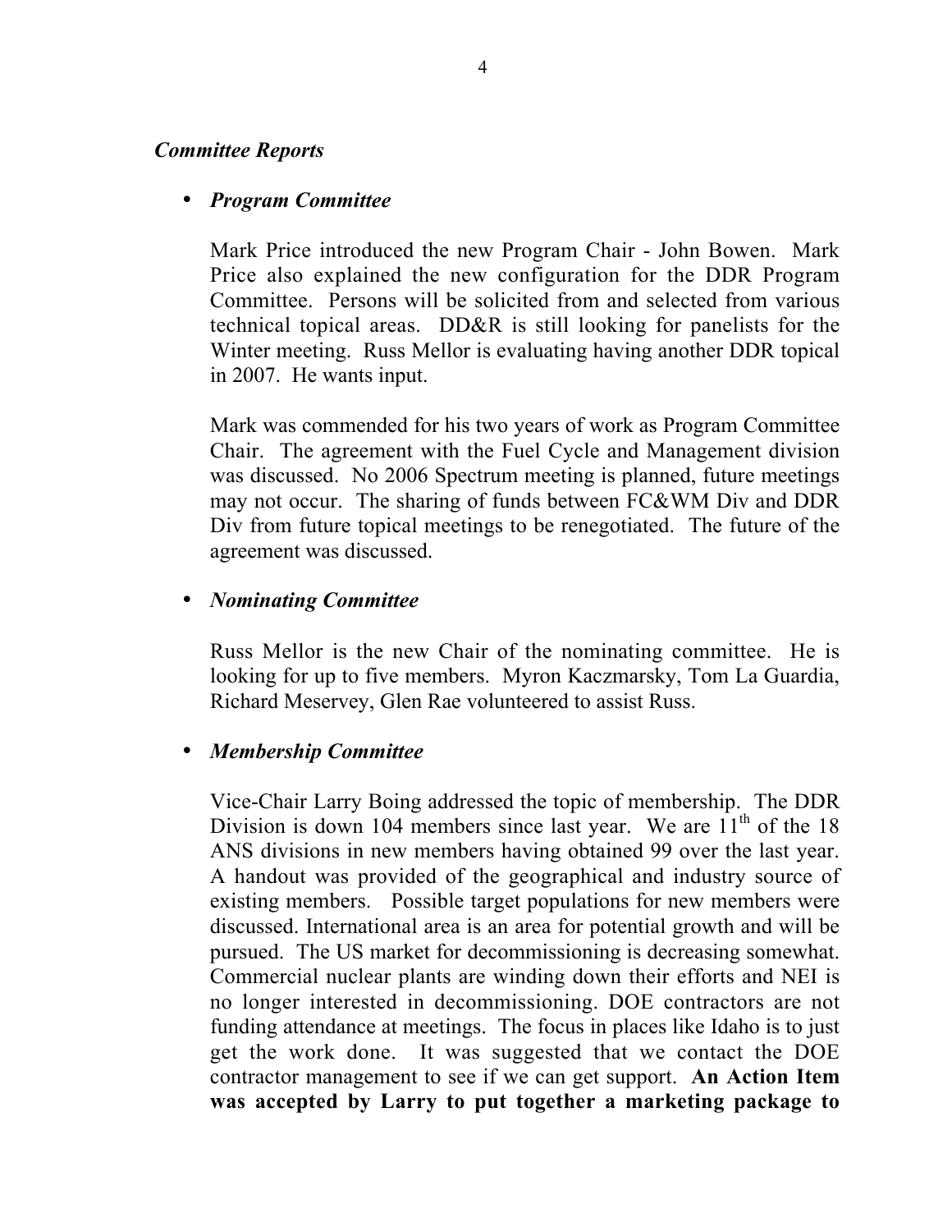***Committee Reports***

- ***Program Committee***

  Mark Price introduced the new Program Chair - John Bowen. Mark Price also explained the new configuration for the DDR Program Committee. Persons will be solicited from and selected from various technical topical areas. DD&R is still looking for panelists for the Winter meeting. Russ Mellor is evaluating having another DDR topical in 2007. He wants input.

  Mark was commended for his two years of work as Program Committee Chair. The agreement with the Fuel Cycle and Management division was discussed. No 2006 Spectrum meeting is planned, future meetings may not occur. The sharing of funds between FC&WM Div and DDR Div from future topical meetings to be renegotiated. The future of the agreement was discussed.

- ***Nominating Committee***

  Russ Mellor is the new Chair of the nominating committee. He is looking for up to five members. Myron Kaczmarsky, Tom La Guardia, Richard Meservey, Glen Rae volunteered to assist Russ.

- ***Membership Committee***

  Vice-Chair Larry Boing addressed the topic of membership. The DDR Division is down 104 members since last year. We are 11th of the 18 ANS divisions in new members having obtained 99 over the last year. A handout was provided of the geographical and industry source of existing members. Possible target populations for new members were discussed. International area is an area for potential growth and will be pursued. The US market for decommissioning is decreasing somewhat. Commercial nuclear plants are winding down their efforts and NEI is no longer interested in decommissioning. DOE contractors are not funding attendance at meetings. The focus in places like Idaho is to just get the work done. It was suggested that we contact the DOE contractor management to see if we can get support. **An Action Item was accepted by Larry to put together a marketing package to**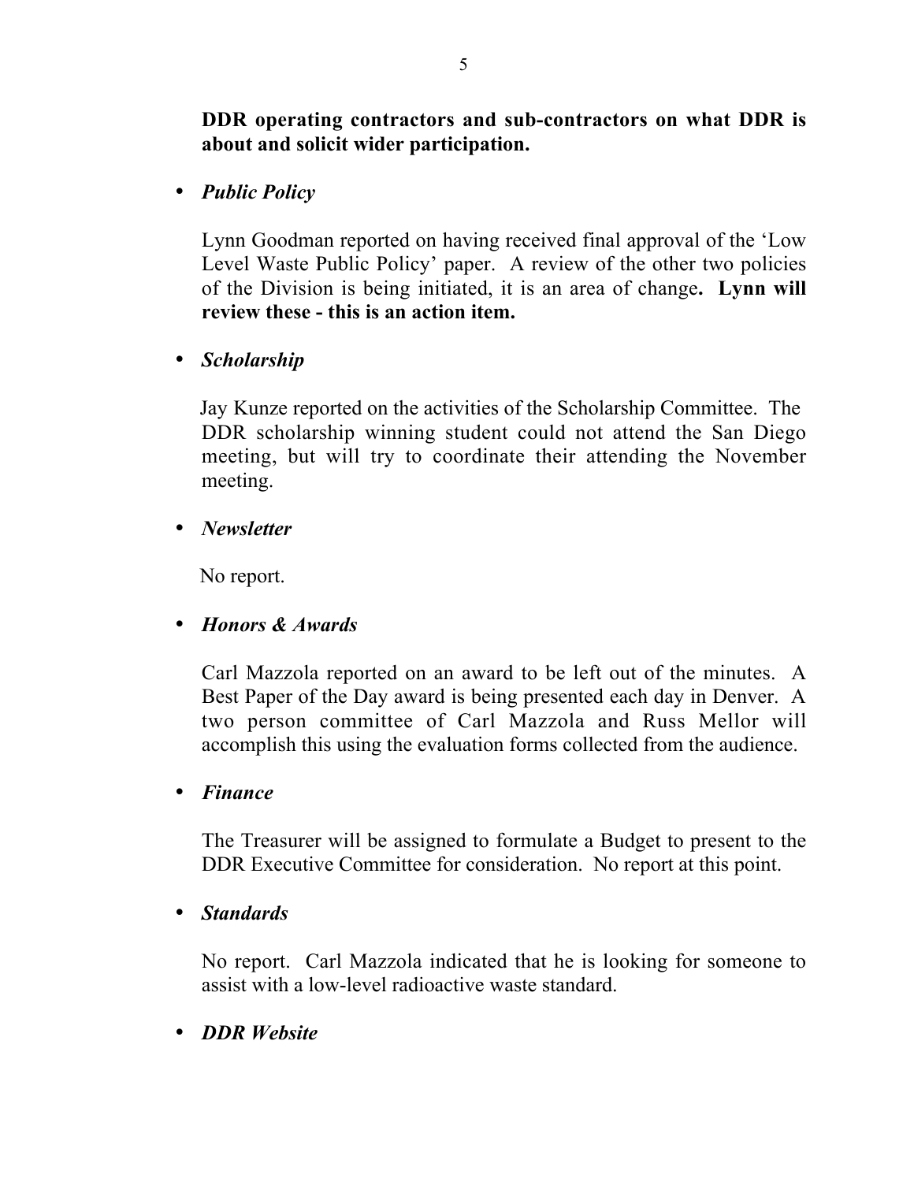**DDR operating contractors and sub-contractors on what DDR is about and solicit wider participation.**

- ***Public Policy***

  Lynn Goodman reported on having received final approval of the 'Low Level Waste Public Policy' paper. A review of the other two policies of the Division is being initiated, it is an area of change**. Lynn will review these - this is an action item.**

- ***Scholarship***

  Jay Kunze reported on the activities of the Scholarship Committee. The DDR scholarship winning student could not attend the San Diego meeting, but will try to coordinate their attending the November meeting.

- ***Newsletter***

  No report.

- ***Honors & Awards***

  Carl Mazzola reported on an award to be left out of the minutes. A Best Paper of the Day award is being presented each day in Denver. A two person committee of Carl Mazzola and Russ Mellor will accomplish this using the evaluation forms collected from the audience.

- ***Finance***

  The Treasurer will be assigned to formulate a Budget to present to the DDR Executive Committee for consideration. No report at this point.

- ***Standards***

  No report. Carl Mazzola indicated that he is looking for someone to assist with a low-level radioactive waste standard.

- ***DDR Website***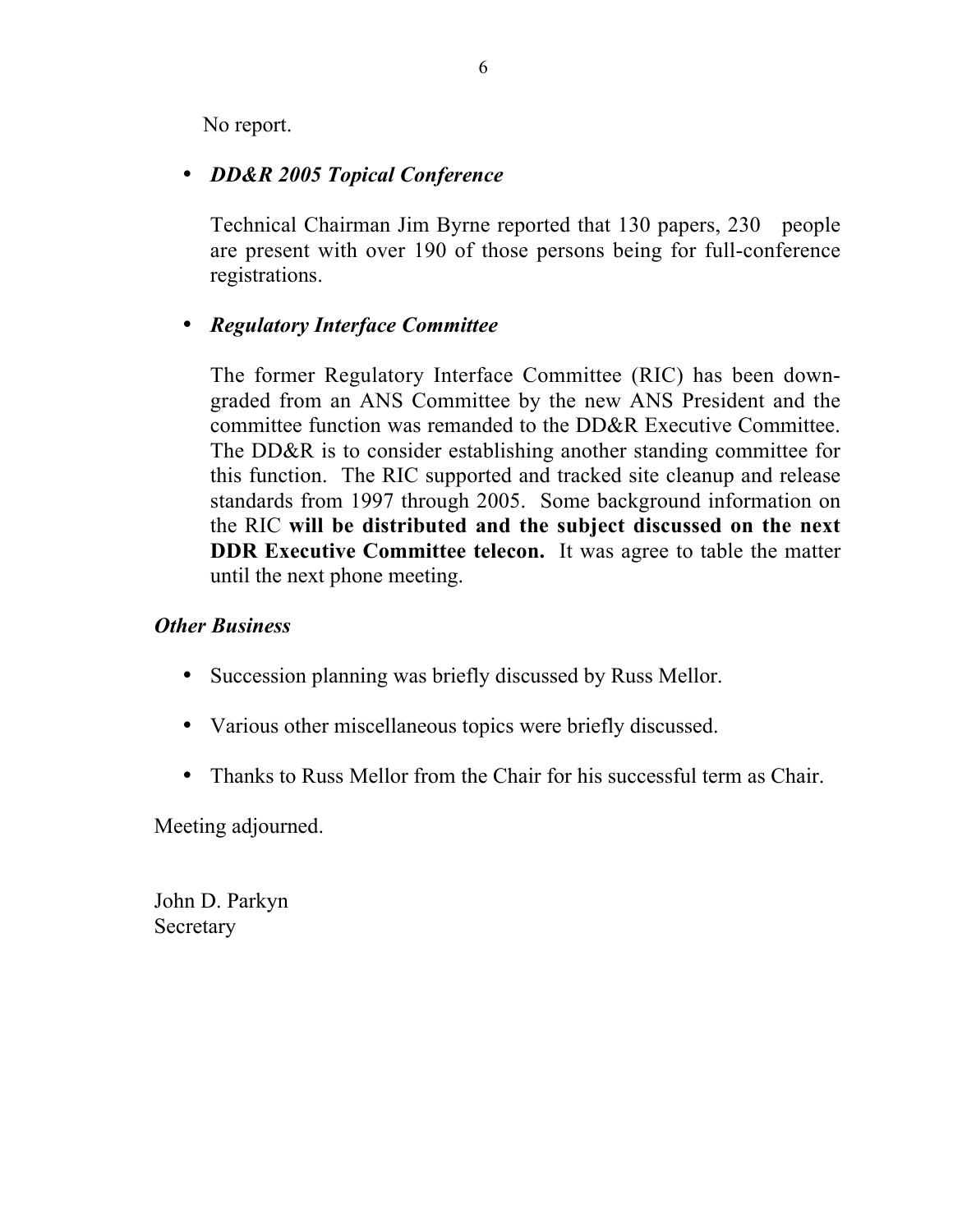No report.

- ***DD&R 2005 Topical Conference***

  Technical Chairman Jim Byrne reported that 130 papers, 230 people are present with over 190 of those persons being for full-conference registrations.

- ***Regulatory Interface Committee***

  The former Regulatory Interface Committee (RIC) has been downgraded from an ANS Committee by the new ANS President and the committee function was remanded to the DD&R Executive Committee. The DD&R is to consider establishing another standing committee for this function. The RIC supported and tracked site cleanup and release standards from 1997 through 2005. Some background information on the RIC **will be distributed and the subject discussed on the next DDR Executive Committee telecon.** It was agree to table the matter until the next phone meeting.

***Other Business***

- Succession planning was briefly discussed by Russ Mellor.
- Various other miscellaneous topics were briefly discussed.
- Thanks to Russ Mellor from the Chair for his successful term as Chair.

Meeting adjourned.

John D. Parkyn
Secretary